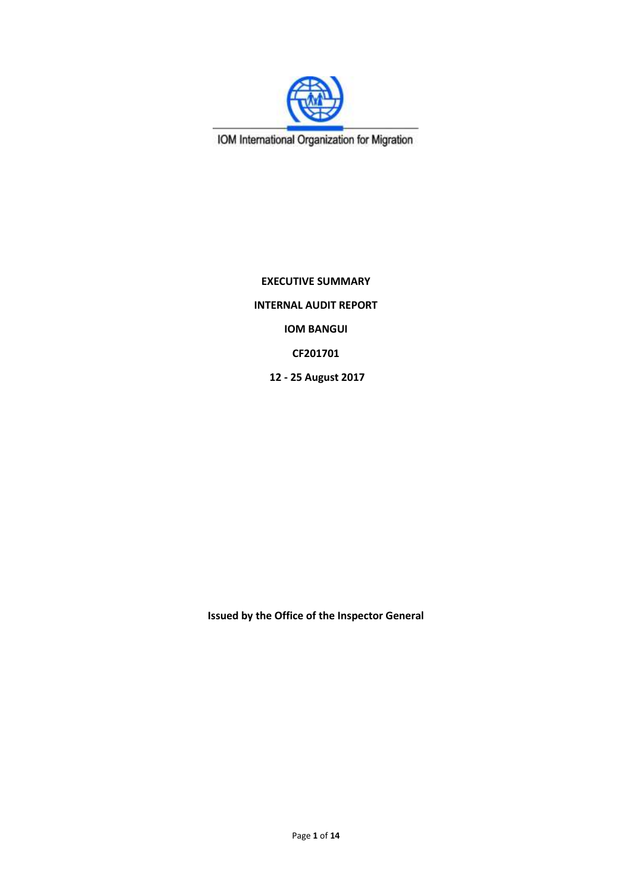IOM International Organization for Migration

**EXECUTIVE SUMMARY**

**INTERNAL AUDIT REPORT**

**IOM BANGUI**

**CF201701**

**12 - 25 August 2017**

**Issued by the Office of the Inspector General**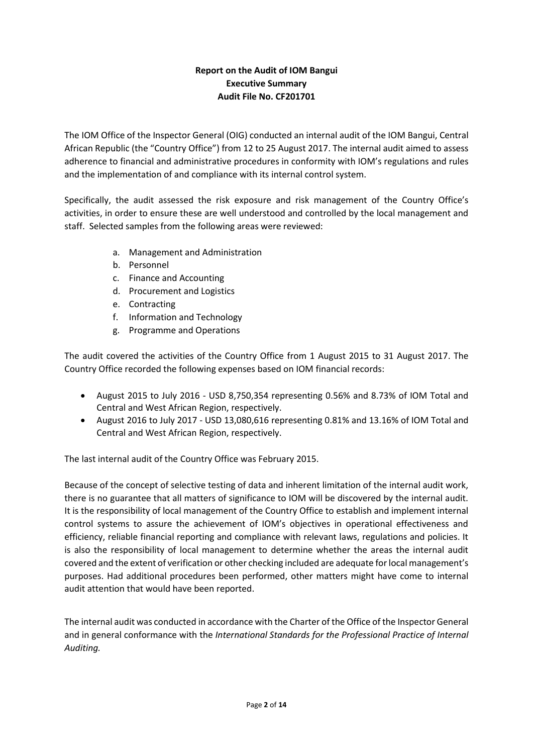**Report on the Audit of IOM Bangui**
**Executive Summary**
**Audit File No. CF201701**

The IOM Office of the Inspector General (OIG) conducted an internal audit of the IOM Bangui, Central African Republic (the "Country Office") from 12 to 25 August 2017. The internal audit aimed to assess adherence to financial and administrative procedures in conformity with IOM's regulations and rules and the implementation of and compliance with its internal control system.

Specifically, the audit assessed the risk exposure and risk management of the Country Office's activities, in order to ensure these are well understood and controlled by the local management and staff. Selected samples from the following areas were reviewed:

a. Management and Administration
b. Personnel
c. Finance and Accounting
d. Procurement and Logistics
e. Contracting
f. Information and Technology
g. Programme and Operations

The audit covered the activities of the Country Office from 1 August 2015 to 31 August 2017. The Country Office recorded the following expenses based on IOM financial records:

- August 2015 to July 2016 - USD 8,750,354 representing 0.56% and 8.73% of IOM Total and Central and West African Region, respectively.
- August 2016 to July 2017 - USD 13,080,616 representing 0.81% and 13.16% of IOM Total and Central and West African Region, respectively.

The last internal audit of the Country Office was February 2015.

Because of the concept of selective testing of data and inherent limitation of the internal audit work, there is no guarantee that all matters of significance to IOM will be discovered by the internal audit. It is the responsibility of local management of the Country Office to establish and implement internal control systems to assure the achievement of IOM's objectives in operational effectiveness and efficiency, reliable financial reporting and compliance with relevant laws, regulations and policies. It is also the responsibility of local management to determine whether the areas the internal audit covered and the extent of verification or other checking included are adequate for local management's purposes. Had additional procedures been performed, other matters might have come to internal audit attention that would have been reported.

The internal audit was conducted in accordance with the Charter of the Office of the Inspector General and in general conformance with the *International Standards for the Professional Practice of Internal Auditing.*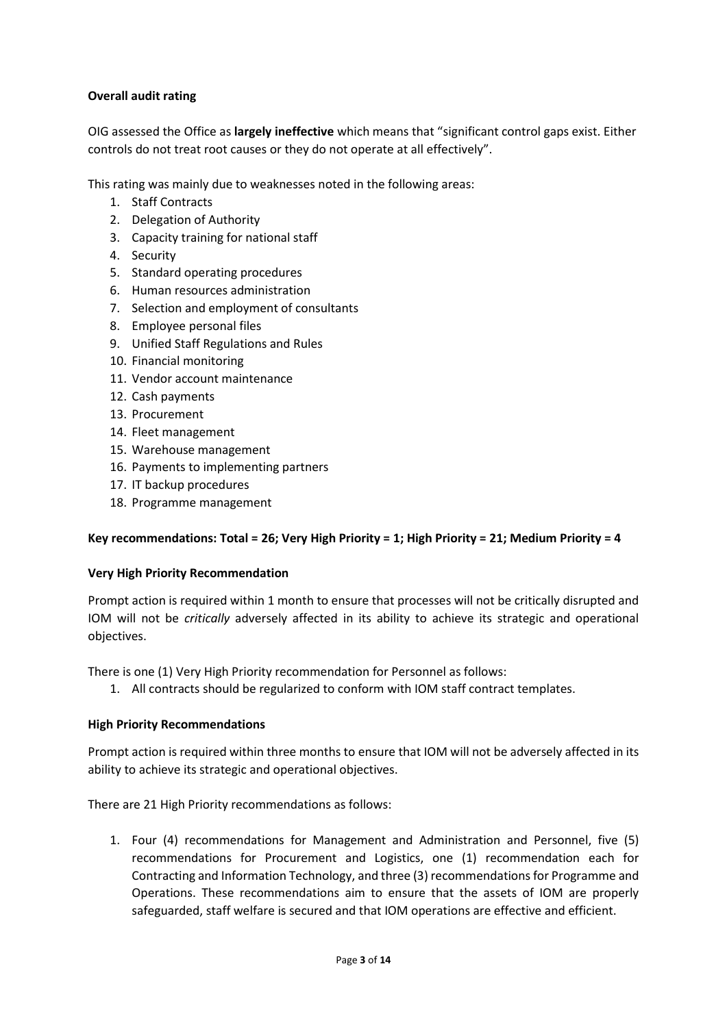**Overall audit rating**

OIG assessed the Office as **largely ineffective** which means that "significant control gaps exist. Either controls do not treat root causes or they do not operate at all effectively".

This rating was mainly due to weaknesses noted in the following areas:

1. Staff Contracts
2. Delegation of Authority
3. Capacity training for national staff
4. Security
5. Standard operating procedures
6. Human resources administration
7. Selection and employment of consultants
8. Employee personal files
9. Unified Staff Regulations and Rules
10. Financial monitoring
11. Vendor account maintenance
12. Cash payments
13. Procurement
14. Fleet management
15. Warehouse management
16. Payments to implementing partners
17. IT backup procedures
18. Programme management

**Key recommendations: Total = 26; Very High Priority = 1; High Priority = 21; Medium Priority = 4**

**Very High Priority Recommendation**

Prompt action is required within 1 month to ensure that processes will not be critically disrupted and IOM will not be *critically* adversely affected in its ability to achieve its strategic and operational objectives.

There is one (1) Very High Priority recommendation for Personnel as follows:

1. All contracts should be regularized to conform with IOM staff contract templates.

**High Priority Recommendations**

Prompt action is required within three months to ensure that IOM will not be adversely affected in its ability to achieve its strategic and operational objectives.

There are 21 High Priority recommendations as follows:

1. Four (4) recommendations for Management and Administration and Personnel, five (5) recommendations for Procurement and Logistics, one (1) recommendation each for Contracting and Information Technology, and three (3) recommendations for Programme and Operations. These recommendations aim to ensure that the assets of IOM are properly safeguarded, staff welfare is secured and that IOM operations are effective and efficient.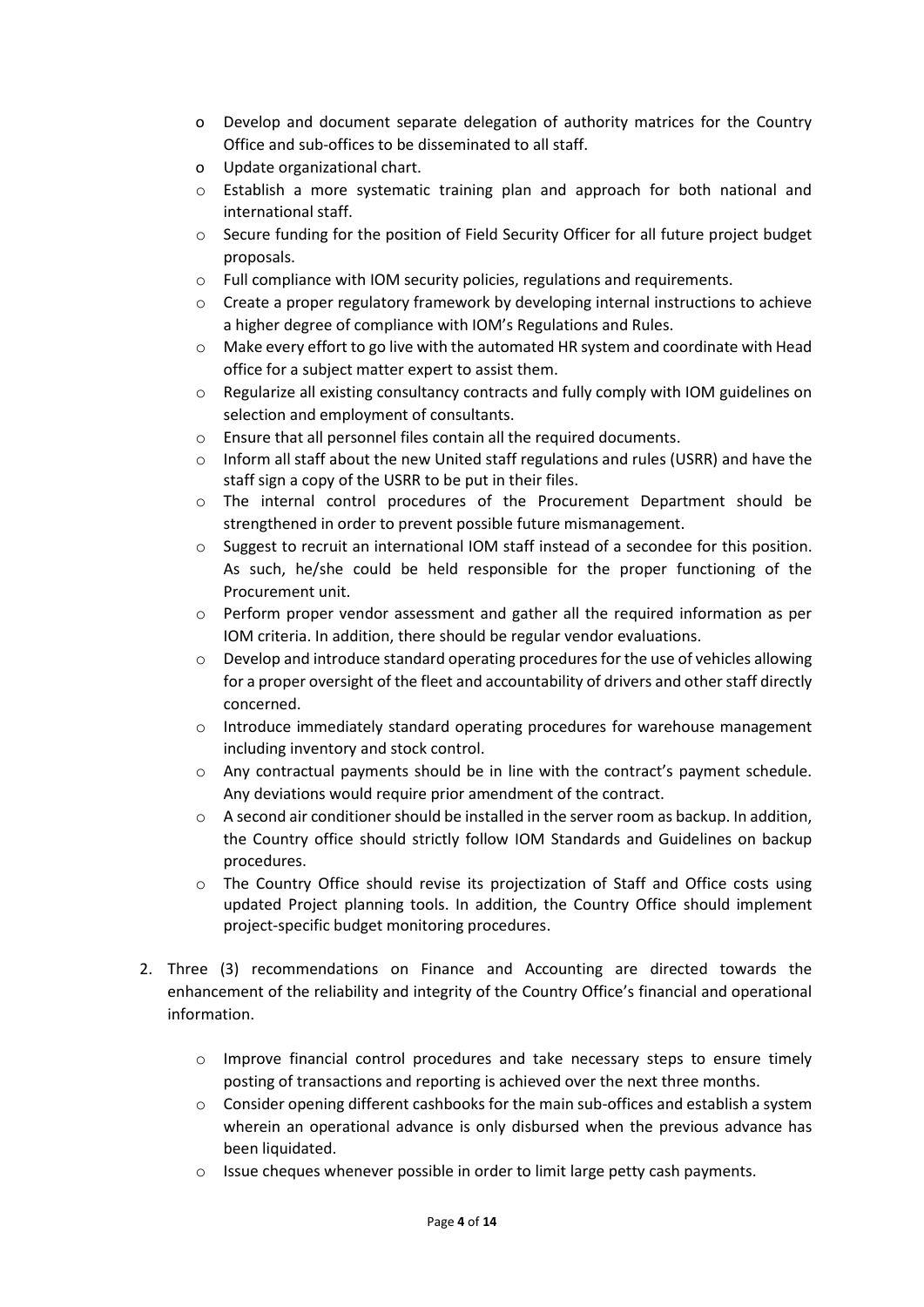- Develop and document separate delegation of authority matrices for the Country Office and sub-offices to be disseminated to all staff.
- Update organizational chart.
- Establish a more systematic training plan and approach for both national and international staff.
- Secure funding for the position of Field Security Officer for all future project budget proposals.
- Full compliance with IOM security policies, regulations and requirements.
- Create a proper regulatory framework by developing internal instructions to achieve a higher degree of compliance with IOM's Regulations and Rules.
- Make every effort to go live with the automated HR system and coordinate with Head office for a subject matter expert to assist them.
- Regularize all existing consultancy contracts and fully comply with IOM guidelines on selection and employment of consultants.
- Ensure that all personnel files contain all the required documents.
- Inform all staff about the new United staff regulations and rules (USRR) and have the staff sign a copy of the USRR to be put in their files.
- The internal control procedures of the Procurement Department should be strengthened in order to prevent possible future mismanagement.
- Suggest to recruit an international IOM staff instead of a secondee for this position. As such, he/she could be held responsible for the proper functioning of the Procurement unit.
- Perform proper vendor assessment and gather all the required information as per IOM criteria. In addition, there should be regular vendor evaluations.
- Develop and introduce standard operating procedures for the use of vehicles allowing for a proper oversight of the fleet and accountability of drivers and other staff directly concerned.
- Introduce immediately standard operating procedures for warehouse management including inventory and stock control.
- Any contractual payments should be in line with the contract's payment schedule. Any deviations would require prior amendment of the contract.
- A second air conditioner should be installed in the server room as backup. In addition, the Country office should strictly follow IOM Standards and Guidelines on backup procedures.
- The Country Office should revise its projectization of Staff and Office costs using updated Project planning tools. In addition, the Country Office should implement project-specific budget monitoring procedures.

2. Three (3) recommendations on Finance and Accounting are directed towards the enhancement of the reliability and integrity of the Country Office's financial and operational information.

   - Improve financial control procedures and take necessary steps to ensure timely posting of transactions and reporting is achieved over the next three months.
   - Consider opening different cashbooks for the main sub-offices and establish a system wherein an operational advance is only disbursed when the previous advance has been liquidated.
   - Issue cheques whenever possible in order to limit large petty cash payments.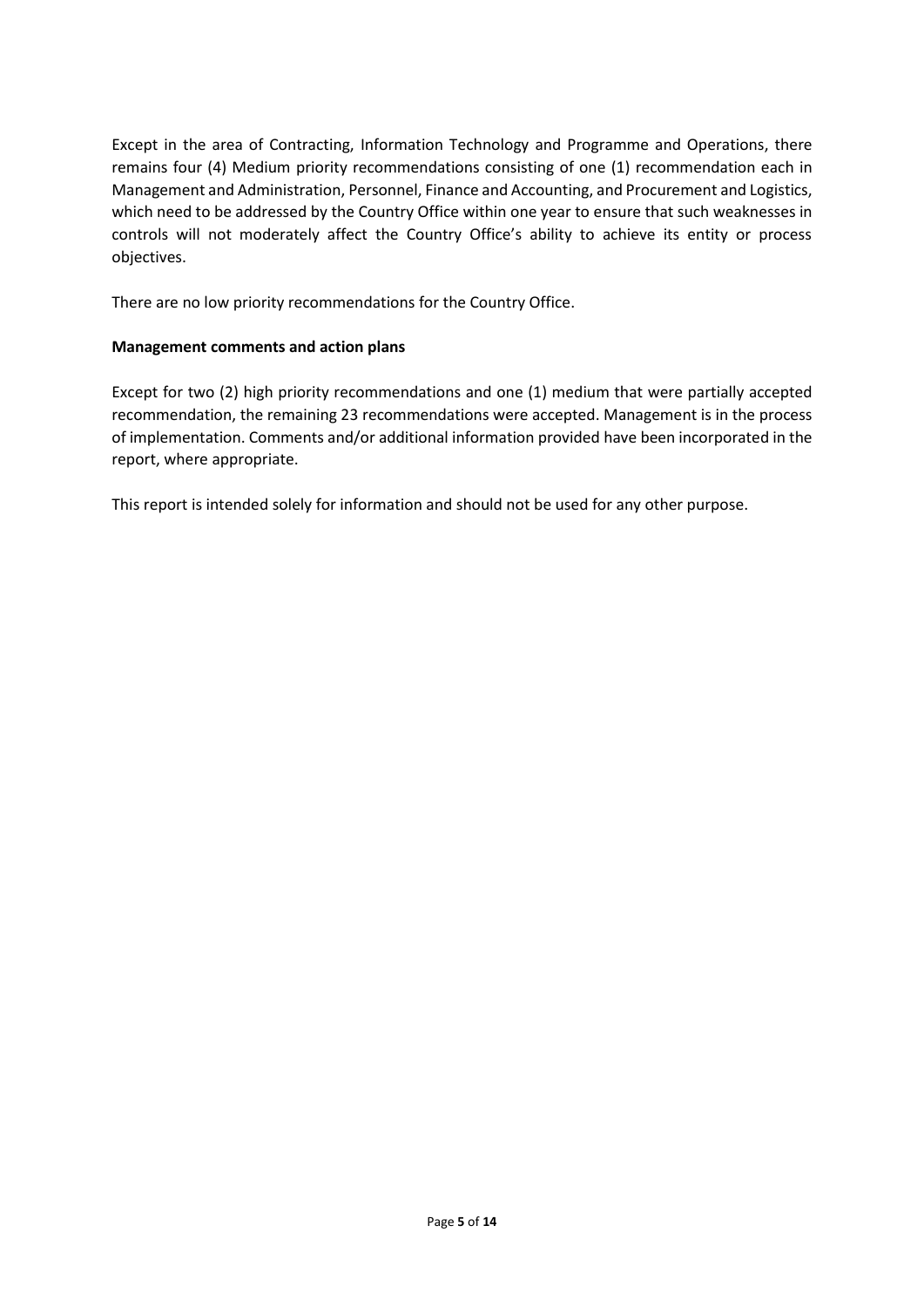Except in the area of Contracting, Information Technology and Programme and Operations, there remains four (4) Medium priority recommendations consisting of one (1) recommendation each in Management and Administration, Personnel, Finance and Accounting, and Procurement and Logistics, which need to be addressed by the Country Office within one year to ensure that such weaknesses in controls will not moderately affect the Country Office's ability to achieve its entity or process objectives.

There are no low priority recommendations for the Country Office.

**Management comments and action plans**

Except for two (2) high priority recommendations and one (1) medium that were partially accepted recommendation, the remaining 23 recommendations were accepted. Management is in the process of implementation. Comments and/or additional information provided have been incorporated in the report, where appropriate.

This report is intended solely for information and should not be used for any other purpose.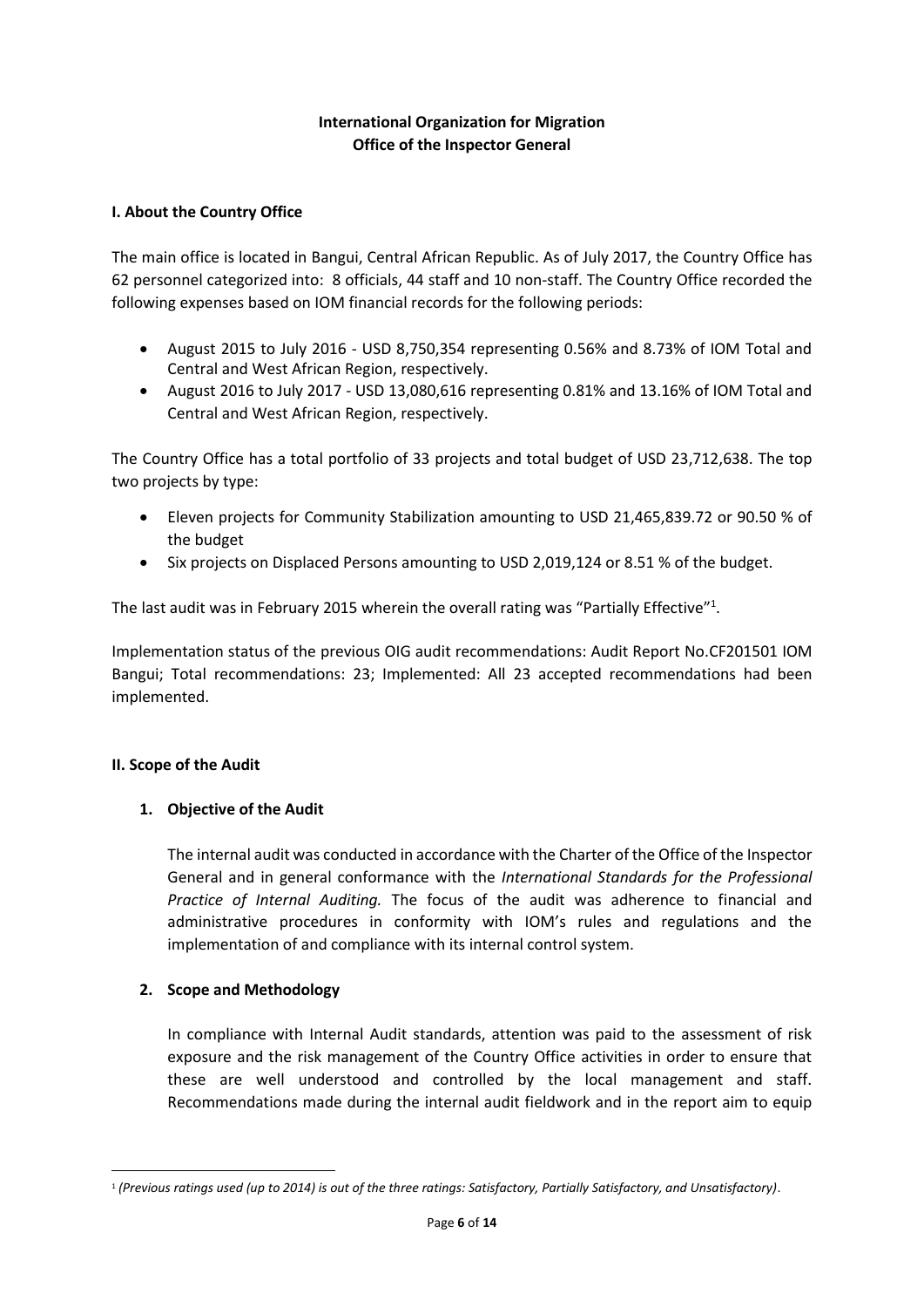**International Organization for Migration**
**Office of the Inspector General**

## I. About the Country Office

The main office is located in Bangui, Central African Republic. As of July 2017, the Country Office has 62 personnel categorized into: 8 officials, 44 staff and 10 non-staff. The Country Office recorded the following expenses based on IOM financial records for the following periods:

- August 2015 to July 2016 - USD 8,750,354 representing 0.56% and 8.73% of IOM Total and Central and West African Region, respectively.
- August 2016 to July 2017 - USD 13,080,616 representing 0.81% and 13.16% of IOM Total and Central and West African Region, respectively.

The Country Office has a total portfolio of 33 projects and total budget of USD 23,712,638. The top two projects by type:

- Eleven projects for Community Stabilization amounting to USD 21,465,839.72 or 90.50 % of the budget
- Six projects on Displaced Persons amounting to USD 2,019,124 or 8.51 % of the budget.

The last audit was in February 2015 wherein the overall rating was "Partially Effective"[1].

Implementation status of the previous OIG audit recommendations: Audit Report No.CF201501 IOM Bangui; Total recommendations: 23; Implemented: All 23 accepted recommendations had been implemented.

## II. Scope of the Audit

### 1. Objective of the Audit

The internal audit was conducted in accordance with the Charter of the Office of the Inspector General and in general conformance with the *International Standards for the Professional Practice of Internal Auditing.* The focus of the audit was adherence to financial and administrative procedures in conformity with IOM's rules and regulations and the implementation of and compliance with its internal control system.

### 2. Scope and Methodology

In compliance with Internal Audit standards, attention was paid to the assessment of risk exposure and the risk management of the Country Office activities in order to ensure that these are well understood and controlled by the local management and staff. Recommendations made during the internal audit fieldwork and in the report aim to equip

[1] *(Previous ratings used (up to 2014) is out of the three ratings: Satisfactory, Partially Satisfactory, and Unsatisfactory)*.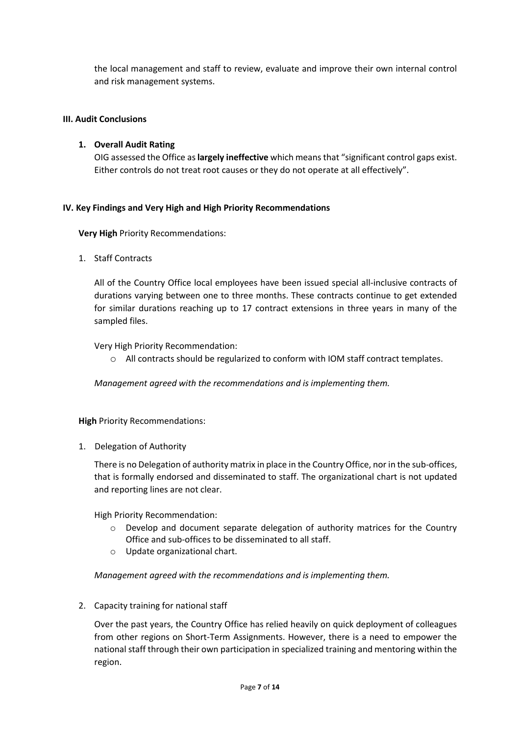the local management and staff to review, evaluate and improve their own internal control and risk management systems.

### III. Audit Conclusions

1. **Overall Audit Rating**

   OIG assessed the Office as **largely ineffective** which means that "significant control gaps exist. Either controls do not treat root causes or they do not operate at all effectively".

### IV. Key Findings and Very High and High Priority Recommendations

**Very High** Priority Recommendations:

1. Staff Contracts

   All of the Country Office local employees have been issued special all-inclusive contracts of durations varying between one to three months. These contracts continue to get extended for similar durations reaching up to 17 contract extensions in three years in many of the sampled files.

   Very High Priority Recommendation:

   - All contracts should be regularized to conform with IOM staff contract templates.

   *Management agreed with the recommendations and is implementing them.*

**High** Priority Recommendations:

1. Delegation of Authority

   There is no Delegation of authority matrix in place in the Country Office, nor in the sub-offices, that is formally endorsed and disseminated to staff. The organizational chart is not updated and reporting lines are not clear.

   High Priority Recommendation:

   - Develop and document separate delegation of authority matrices for the Country Office and sub-offices to be disseminated to all staff.
   - Update organizational chart.

   *Management agreed with the recommendations and is implementing them.*

2. Capacity training for national staff

   Over the past years, the Country Office has relied heavily on quick deployment of colleagues from other regions on Short-Term Assignments. However, there is a need to empower the national staff through their own participation in specialized training and mentoring within the region.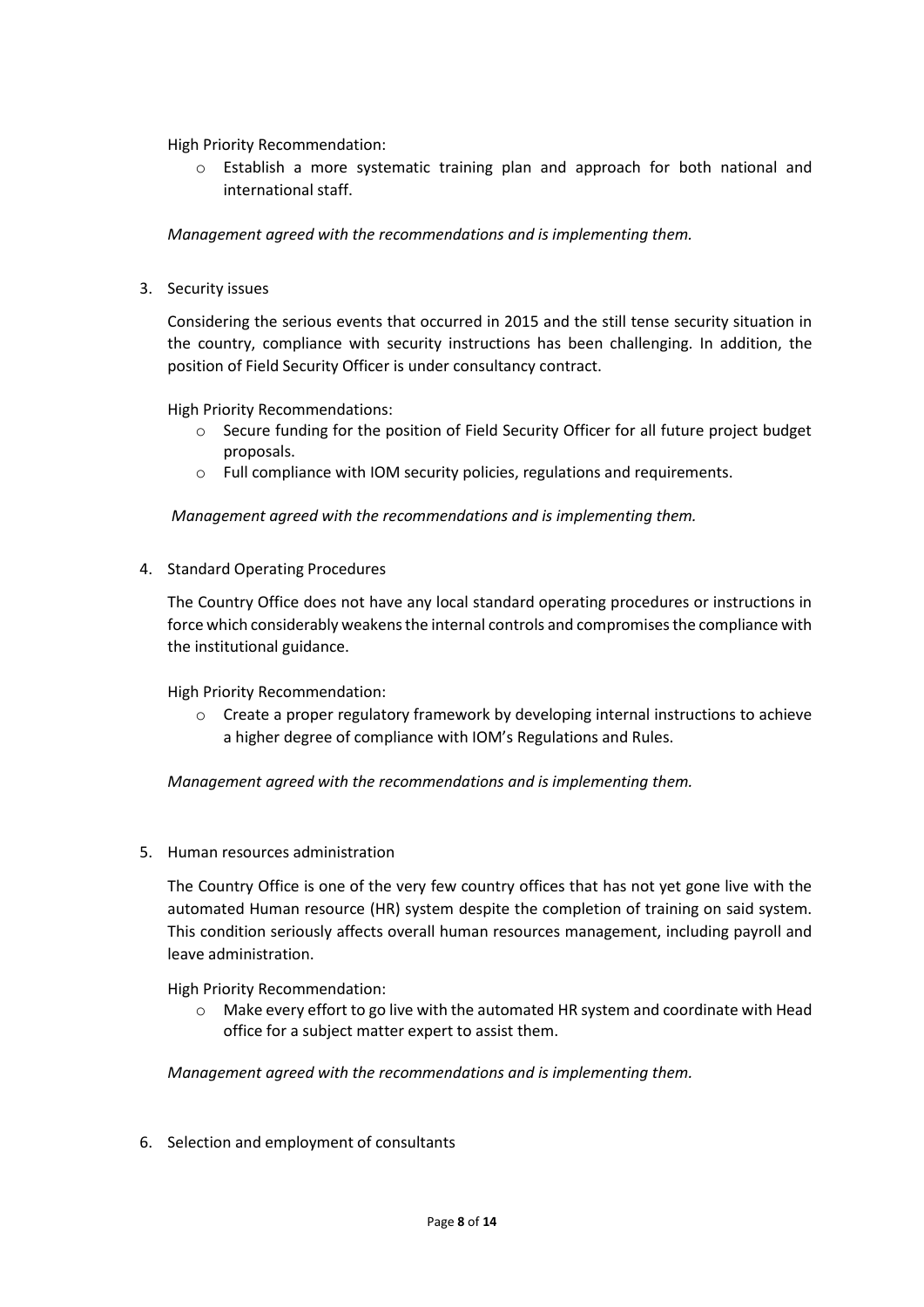High Priority Recommendation:

- Establish a more systematic training plan and approach for both national and international staff.

*Management agreed with the recommendations and is implementing them.*

3. Security issues

   Considering the serious events that occurred in 2015 and the still tense security situation in the country, compliance with security instructions has been challenging. In addition, the position of Field Security Officer is under consultancy contract.

   High Priority Recommendations:

   - Secure funding for the position of Field Security Officer for all future project budget proposals.
   - Full compliance with IOM security policies, regulations and requirements.

   *Management agreed with the recommendations and is implementing them.*

4. Standard Operating Procedures

   The Country Office does not have any local standard operating procedures or instructions in force which considerably weakens the internal controls and compromises the compliance with the institutional guidance.

   High Priority Recommendation:

   - Create a proper regulatory framework by developing internal instructions to achieve a higher degree of compliance with IOM's Regulations and Rules.

   *Management agreed with the recommendations and is implementing them.*

5. Human resources administration

   The Country Office is one of the very few country offices that has not yet gone live with the automated Human resource (HR) system despite the completion of training on said system. This condition seriously affects overall human resources management, including payroll and leave administration.

   High Priority Recommendation:

   - Make every effort to go live with the automated HR system and coordinate with Head office for a subject matter expert to assist them.

   *Management agreed with the recommendations and is implementing them.*

6. Selection and employment of consultants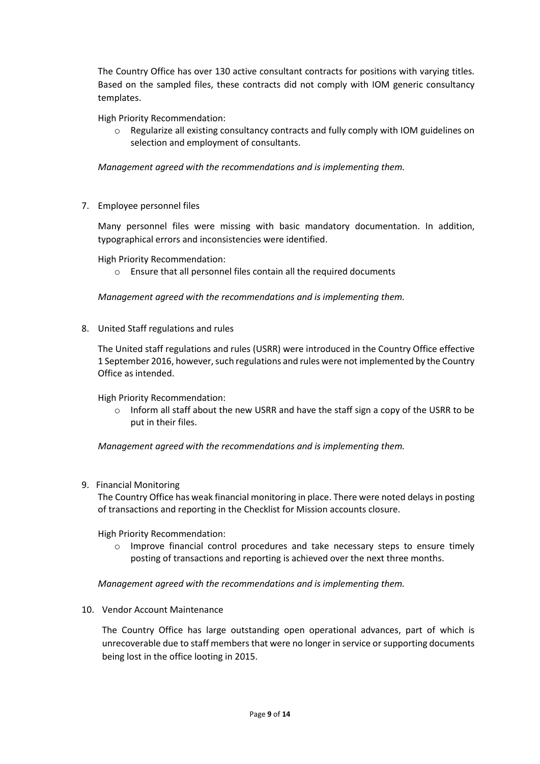The Country Office has over 130 active consultant contracts for positions with varying titles. Based on the sampled files, these contracts did not comply with IOM generic consultancy templates.

High Priority Recommendation:

- Regularize all existing consultancy contracts and fully comply with IOM guidelines on selection and employment of consultants.

*Management agreed with the recommendations and is implementing them.*

7. Employee personnel files

Many personnel files were missing with basic mandatory documentation. In addition, typographical errors and inconsistencies were identified.

High Priority Recommendation:

- Ensure that all personnel files contain all the required documents

*Management agreed with the recommendations and is implementing them.*

8. United Staff regulations and rules

The United staff regulations and rules (USRR) were introduced in the Country Office effective 1 September 2016, however, such regulations and rules were not implemented by the Country Office as intended.

High Priority Recommendation:

- Inform all staff about the new USRR and have the staff sign a copy of the USRR to be put in their files.

*Management agreed with the recommendations and is implementing them.*

9. Financial Monitoring

The Country Office has weak financial monitoring in place. There were noted delays in posting of transactions and reporting in the Checklist for Mission accounts closure.

High Priority Recommendation:

- Improve financial control procedures and take necessary steps to ensure timely posting of transactions and reporting is achieved over the next three months.

*Management agreed with the recommendations and is implementing them.*

10. Vendor Account Maintenance

The Country Office has large outstanding open operational advances, part of which is unrecoverable due to staff members that were no longer in service or supporting documents being lost in the office looting in 2015.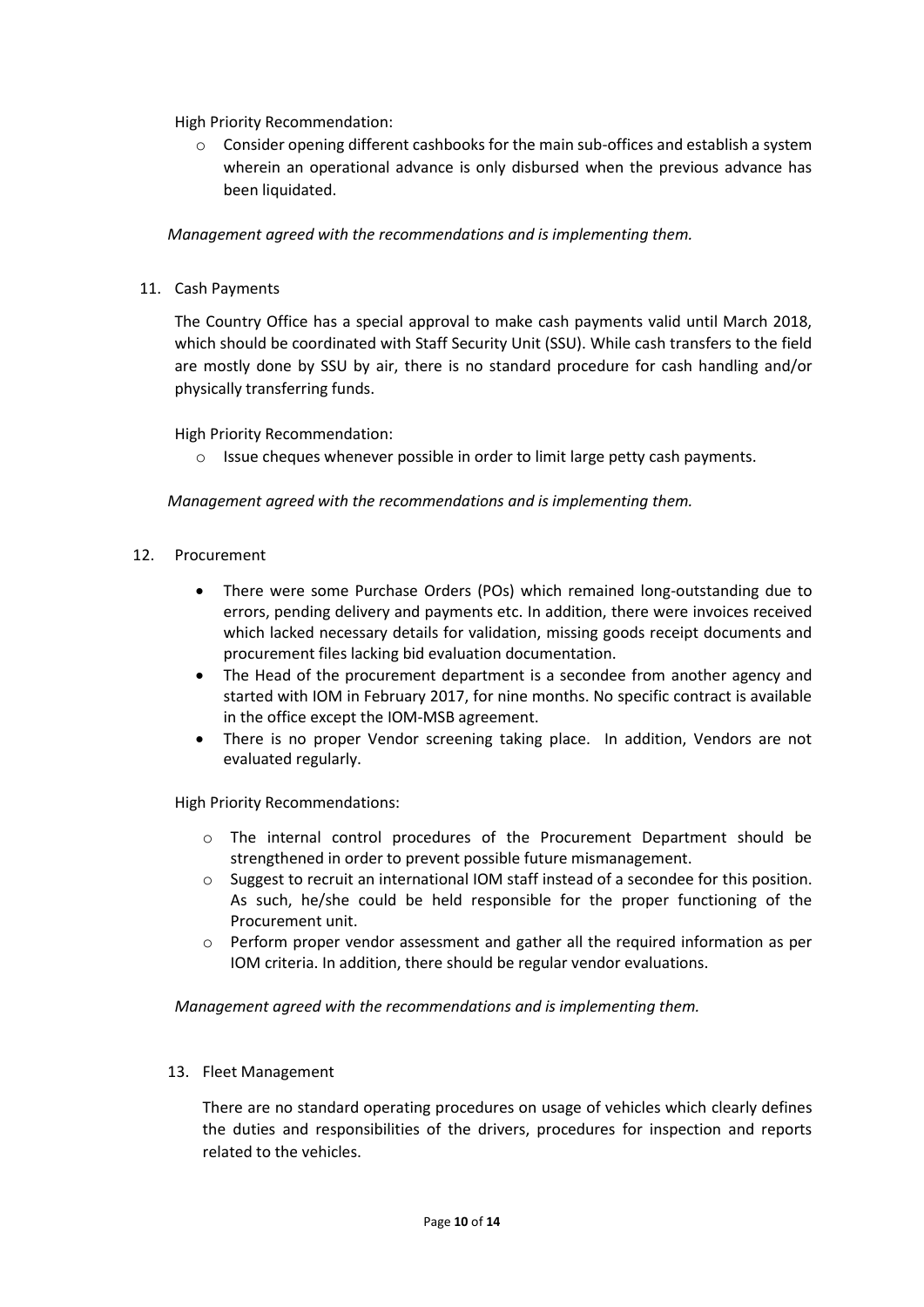High Priority Recommendation:

- Consider opening different cashbooks for the main sub-offices and establish a system wherein an operational advance is only disbursed when the previous advance has been liquidated.

*Management agreed with the recommendations and is implementing them.*

11. Cash Payments

The Country Office has a special approval to make cash payments valid until March 2018, which should be coordinated with Staff Security Unit (SSU). While cash transfers to the field are mostly done by SSU by air, there is no standard procedure for cash handling and/or physically transferring funds.

High Priority Recommendation:

- Issue cheques whenever possible in order to limit large petty cash payments.

*Management agreed with the recommendations and is implementing them.*

12. Procurement

- There were some Purchase Orders (POs) which remained long-outstanding due to errors, pending delivery and payments etc. In addition, there were invoices received which lacked necessary details for validation, missing goods receipt documents and procurement files lacking bid evaluation documentation.
- The Head of the procurement department is a secondee from another agency and started with IOM in February 2017, for nine months. No specific contract is available in the office except the IOM-MSB agreement.
- There is no proper Vendor screening taking place. In addition, Vendors are not evaluated regularly.

High Priority Recommendations:

- The internal control procedures of the Procurement Department should be strengthened in order to prevent possible future mismanagement.
- Suggest to recruit an international IOM staff instead of a secondee for this position. As such, he/she could be held responsible for the proper functioning of the Procurement unit.
- Perform proper vendor assessment and gather all the required information as per IOM criteria. In addition, there should be regular vendor evaluations.

*Management agreed with the recommendations and is implementing them.*

13. Fleet Management

There are no standard operating procedures on usage of vehicles which clearly defines the duties and responsibilities of the drivers, procedures for inspection and reports related to the vehicles.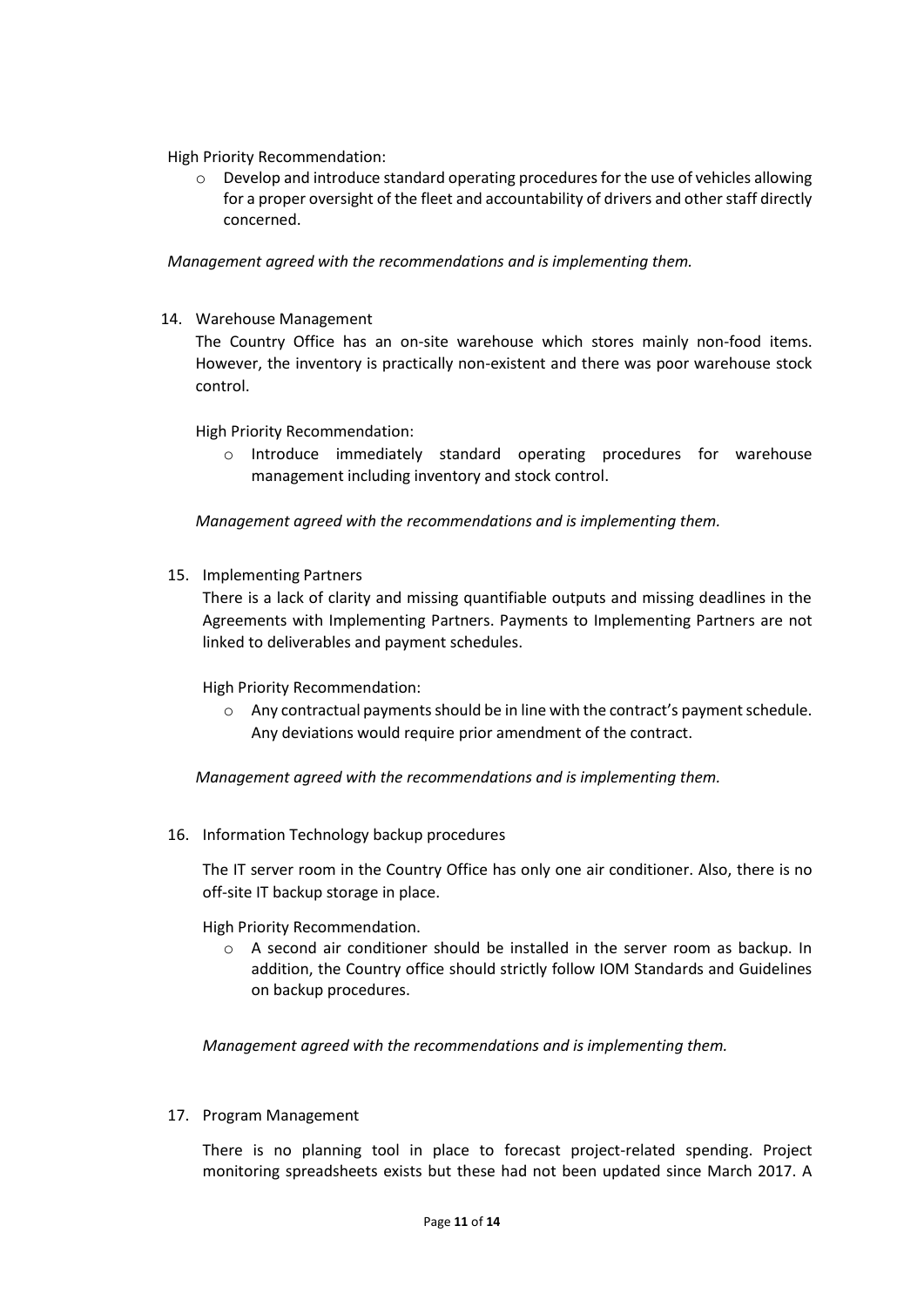High Priority Recommendation:

- Develop and introduce standard operating procedures for the use of vehicles allowing for a proper oversight of the fleet and accountability of drivers and other staff directly concerned.

*Management agreed with the recommendations and is implementing them.*

14. Warehouse Management

    The Country Office has an on-site warehouse which stores mainly non-food items. However, the inventory is practically non-existent and there was poor warehouse stock control.

    High Priority Recommendation:

    - Introduce immediately standard operating procedures for warehouse management including inventory and stock control.

    *Management agreed with the recommendations and is implementing them.*

15. Implementing Partners

    There is a lack of clarity and missing quantifiable outputs and missing deadlines in the Agreements with Implementing Partners. Payments to Implementing Partners are not linked to deliverables and payment schedules.

    High Priority Recommendation:

    - Any contractual payments should be in line with the contract's payment schedule. Any deviations would require prior amendment of the contract.

    *Management agreed with the recommendations and is implementing them.*

16. Information Technology backup procedures

    The IT server room in the Country Office has only one air conditioner. Also, there is no off-site IT backup storage in place.

    High Priority Recommendation.

    - A second air conditioner should be installed in the server room as backup. In addition, the Country office should strictly follow IOM Standards and Guidelines on backup procedures.

    *Management agreed with the recommendations and is implementing them.*

17. Program Management

    There is no planning tool in place to forecast project-related spending. Project monitoring spreadsheets exists but these had not been updated since March 2017. A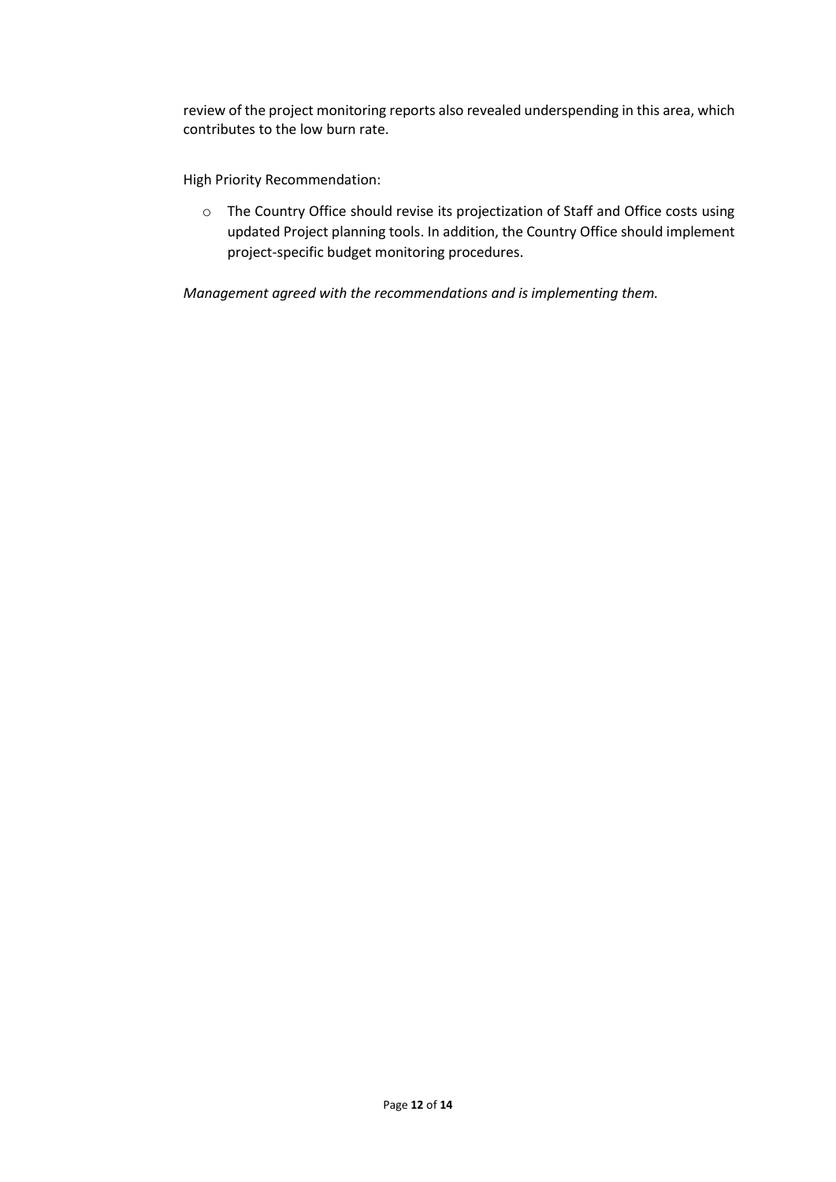review of the project monitoring reports also revealed underspending in this area, which contributes to the low burn rate.

High Priority Recommendation:

- The Country Office should revise its projectization of Staff and Office costs using updated Project planning tools. In addition, the Country Office should implement project-specific budget monitoring procedures.

*Management agreed with the recommendations and is implementing them.*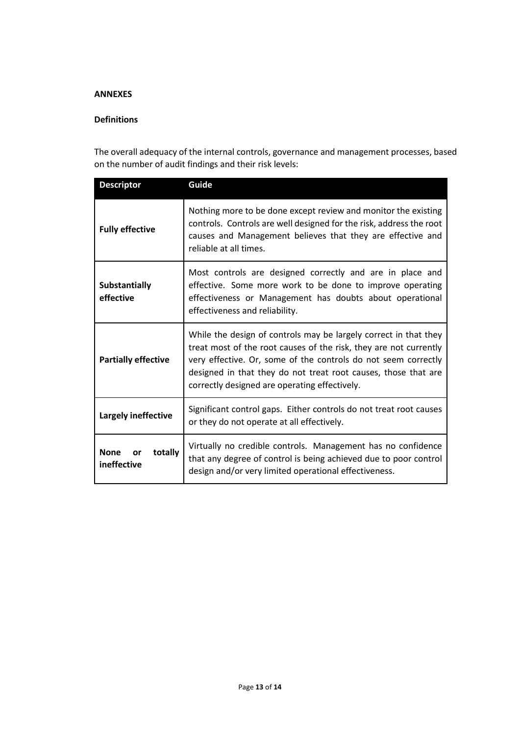**ANNEXES**

**Definitions**

The overall adequacy of the internal controls, governance and management processes, based on the number of audit findings and their risk levels:

| Descriptor | Guide |
|---|---|
| **Fully effective** | Nothing more to be done except review and monitor the existing controls. Controls are well designed for the risk, address the root causes and Management believes that they are effective and reliable at all times. |
| **Substantially effective** | Most controls are designed correctly and are in place and effective. Some more work to be done to improve operating effectiveness or Management has doubts about operational effectiveness and reliability. |
| **Partially effective** | While the design of controls may be largely correct in that they treat most of the root causes of the risk, they are not currently very effective. Or, some of the controls do not seem correctly designed in that they do not treat root causes, those that are correctly designed are operating effectively. |
| **Largely ineffective** | Significant control gaps. Either controls do not treat root causes or they do not operate at all effectively. |
| **None or totally ineffective** | Virtually no credible controls. Management has no confidence that any degree of control is being achieved due to poor control design and/or very limited operational effectiveness. |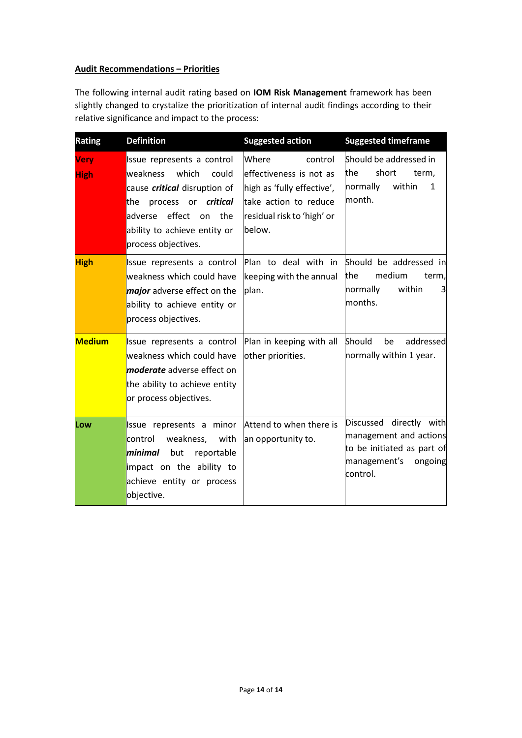**Audit Recommendations – Priorities**

The following internal audit rating based on **IOM Risk Management** framework has been slightly changed to crystalize the prioritization of internal audit findings according to their relative significance and impact to the process:

| Rating | Definition | Suggested action | Suggested timeframe |
|---|---|---|---|
| **Very High** | Issue represents a control weakness which could cause ***critical*** disruption of the process or ***critical*** adverse effect on the ability to achieve entity or process objectives. | Where control effectiveness is not as high as 'fully effective', take action to reduce residual risk to 'high' or below. | Should be addressed in the short term, normally within 1 month. |
| **High** | Issue represents a control weakness which could have ***major*** adverse effect on the ability to achieve entity or process objectives. | Plan to deal with in keeping with the annual plan. | Should be addressed in the medium term, normally within 3 months. |
| **Medium** | Issue represents a control weakness which could have ***moderate*** adverse effect on the ability to achieve entity or process objectives. | Plan in keeping with all other priorities. | Should be addressed normally within 1 year. |
| **Low** | Issue represents a minor control weakness, with ***minimal*** but reportable impact on the ability to achieve entity or process objective. | Attend to when there is an opportunity to. | Discussed directly with management and actions to be initiated as part of management's ongoing control. |